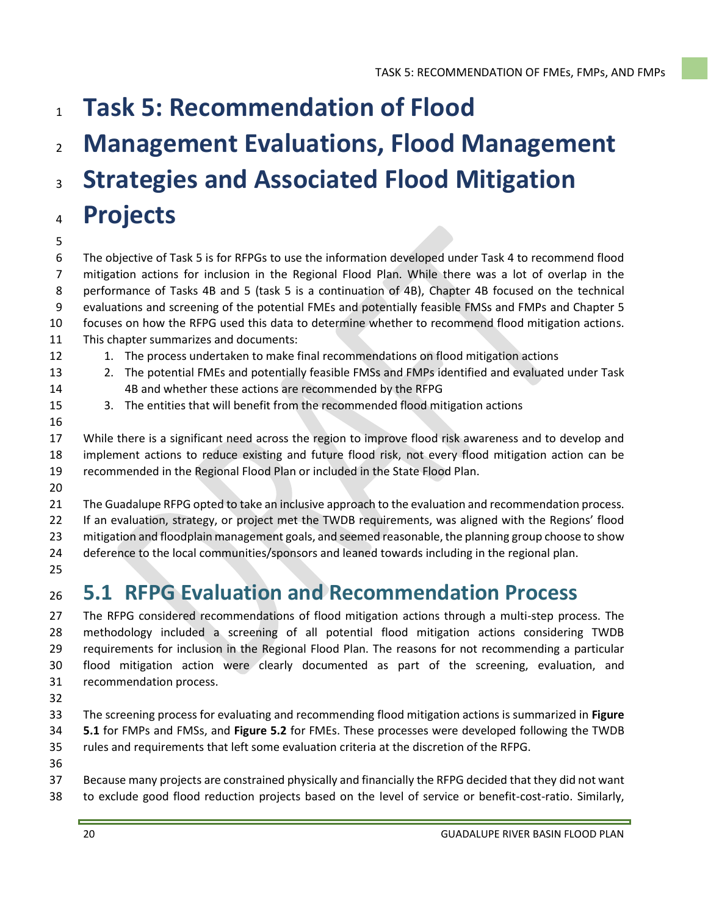# Task 5: Recommendation of Flood Management Evaluations, Flood Management Strategies and Associated Flood Mitigation Projects

The objective of Task 5 is for RFPGs to use the information developed under Task 4 to recommend flood mitigation actions for inclusion in the Regional Flood Plan. While there was a lot of overlap in the performance of Tasks 4B and 5 (task 5 is a continuation of 4B), Chapter 4B focused on the technical evaluations and screening of the potential FMEs and potentially feasible FMSs and FMPs and Chapter 5 focuses on how the RFPG used this data to determine whether to recommend flood mitigation actions. This chapter summarizes and documents:

1. The process undertaken to make final recommendations on flood mitigation actions
2. The potential FMEs and potentially feasible FMSs and FMPs identified and evaluated under Task 4B and whether these actions are recommended by the RFPG
3. The entities that will benefit from the recommended flood mitigation actions

While there is a significant need across the region to improve flood risk awareness and to develop and implement actions to reduce existing and future flood risk, not every flood mitigation action can be recommended in the Regional Flood Plan or included in the State Flood Plan.

The Guadalupe RFPG opted to take an inclusive approach to the evaluation and recommendation process. If an evaluation, strategy, or project met the TWDB requirements, was aligned with the Regions' flood mitigation and floodplain management goals, and seemed reasonable, the planning group choose to show deference to the local communities/sponsors and leaned towards including in the regional plan.

## 5.1 RFPG Evaluation and Recommendation Process

The RFPG considered recommendations of flood mitigation actions through a multi-step process. The methodology included a screening of all potential flood mitigation actions considering TWDB requirements for inclusion in the Regional Flood Plan. The reasons for not recommending a particular flood mitigation action were clearly documented as part of the screening, evaluation, and recommendation process.

The screening process for evaluating and recommending flood mitigation actions is summarized in **Figure 5.1** for FMPs and FMSs, and **Figure 5.2** for FMEs. These processes were developed following the TWDB rules and requirements that left some evaluation criteria at the discretion of the RFPG.

Because many projects are constrained physically and financially the RFPG decided that they did not want to exclude good flood reduction projects based on the level of service or benefit-cost-ratio. Similarly,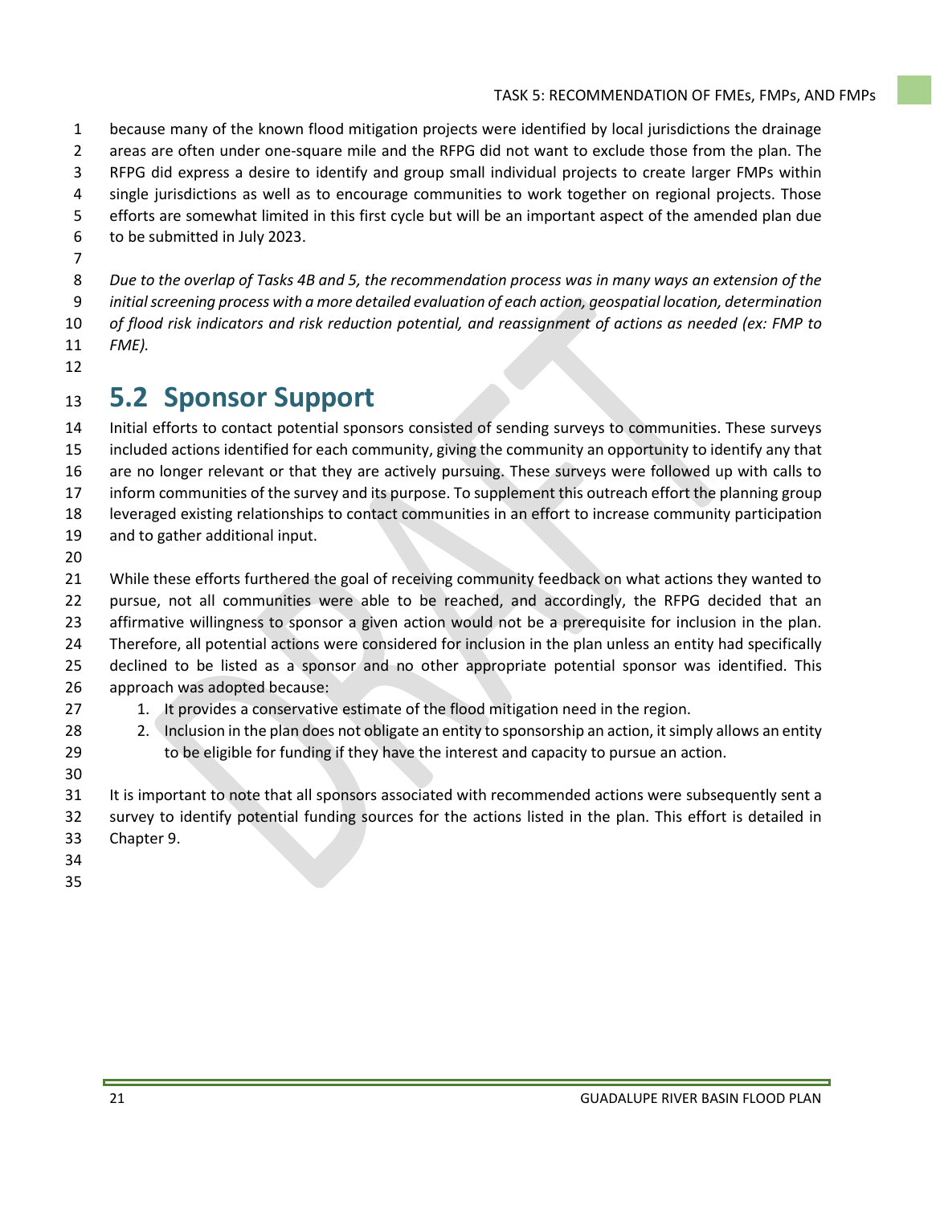because many of the known flood mitigation projects were identified by local jurisdictions the drainage areas are often under one-square mile and the RFPG did not want to exclude those from the plan. The RFPG did express a desire to identify and group small individual projects to create larger FMPs within single jurisdictions as well as to encourage communities to work together on regional projects. Those efforts are somewhat limited in this first cycle but will be an important aspect of the amended plan due to be submitted in July 2023.

*Due to the overlap of Tasks 4B and 5, the recommendation process was in many ways an extension of the initial screening process with a more detailed evaluation of each action, geospatial location, determination of flood risk indicators and risk reduction potential, and reassignment of actions as needed (ex: FMP to FME).*

## 5.2 Sponsor Support

Initial efforts to contact potential sponsors consisted of sending surveys to communities. These surveys included actions identified for each community, giving the community an opportunity to identify any that are no longer relevant or that they are actively pursuing. These surveys were followed up with calls to inform communities of the survey and its purpose. To supplement this outreach effort the planning group leveraged existing relationships to contact communities in an effort to increase community participation and to gather additional input.

While these efforts furthered the goal of receiving community feedback on what actions they wanted to pursue, not all communities were able to be reached, and accordingly, the RFPG decided that an affirmative willingness to sponsor a given action would not be a prerequisite for inclusion in the plan. Therefore, all potential actions were considered for inclusion in the plan unless an entity had specifically declined to be listed as a sponsor and no other appropriate potential sponsor was identified. This approach was adopted because:

1. It provides a conservative estimate of the flood mitigation need in the region.
2. Inclusion in the plan does not obligate an entity to sponsorship an action, it simply allows an entity to be eligible for funding if they have the interest and capacity to pursue an action.

It is important to note that all sponsors associated with recommended actions were subsequently sent a survey to identify potential funding sources for the actions listed in the plan. This effort is detailed in Chapter 9.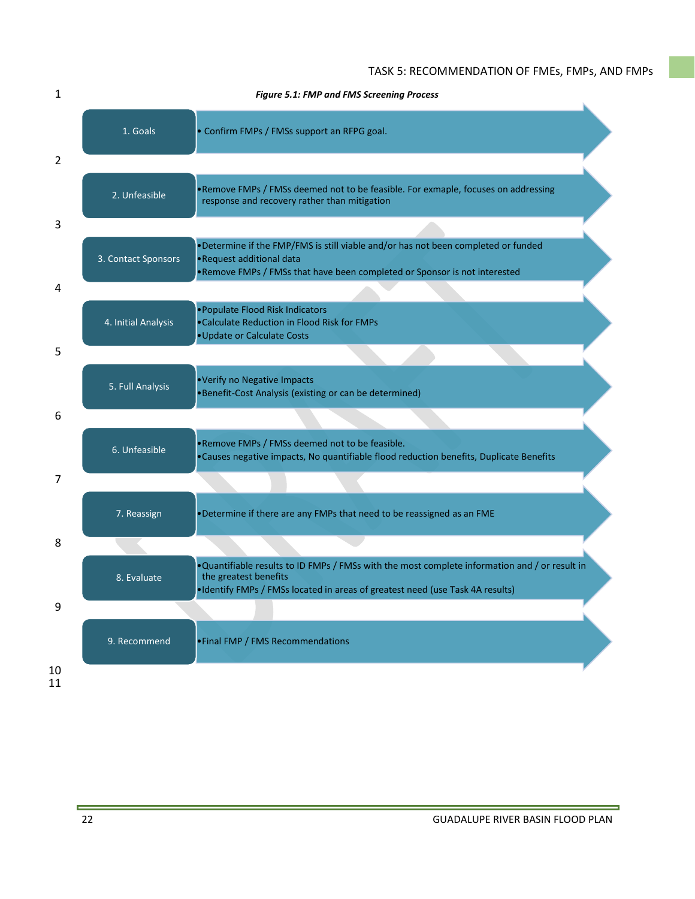*Figure 5.1: FMP and FMS Screening Process*

| Step | Description |
|---|---|
| 1. Goals | • Confirm FMPs / FMSs support an RFPG goal. |
| 2. Unfeasible | •Remove FMPs / FMSs deemed not to be feasible. For exmaple, focuses on addressing response and recovery rather than mitigation |
| 3. Contact Sponsors | •Determine if the FMP/FMS is still viable and/or has not been completed or funded<br>•Request additional data<br>•Remove FMPs / FMSs that have been completed or Sponsor is not interested |
| 4. Initial Analysis | •Populate Flood Risk Indicators<br>•Calculate Reduction in Flood Risk for FMPs<br>•Update or Calculate Costs |
| 5. Full Analysis | •Verify no Negative Impacts<br>•Benefit-Cost Analysis (existing or can be determined) |
| 6. Unfeasible | •Remove FMPs / FMSs deemed not to be feasible.<br>•Causes negative impacts, No quantifiable flood reduction benefits, Duplicate Benefits |
| 7. Reassign | •Determine if there are any FMPs that need to be reassigned as an FME |
| 8. Evaluate | •Quantifiable results to ID FMPs / FMSs with the most complete information and / or result in the greatest benefits<br>•Identify FMPs / FMSs located in areas of greatest need (use Task 4A results) |
| 9. Recommend | •Final FMP / FMS Recommendations |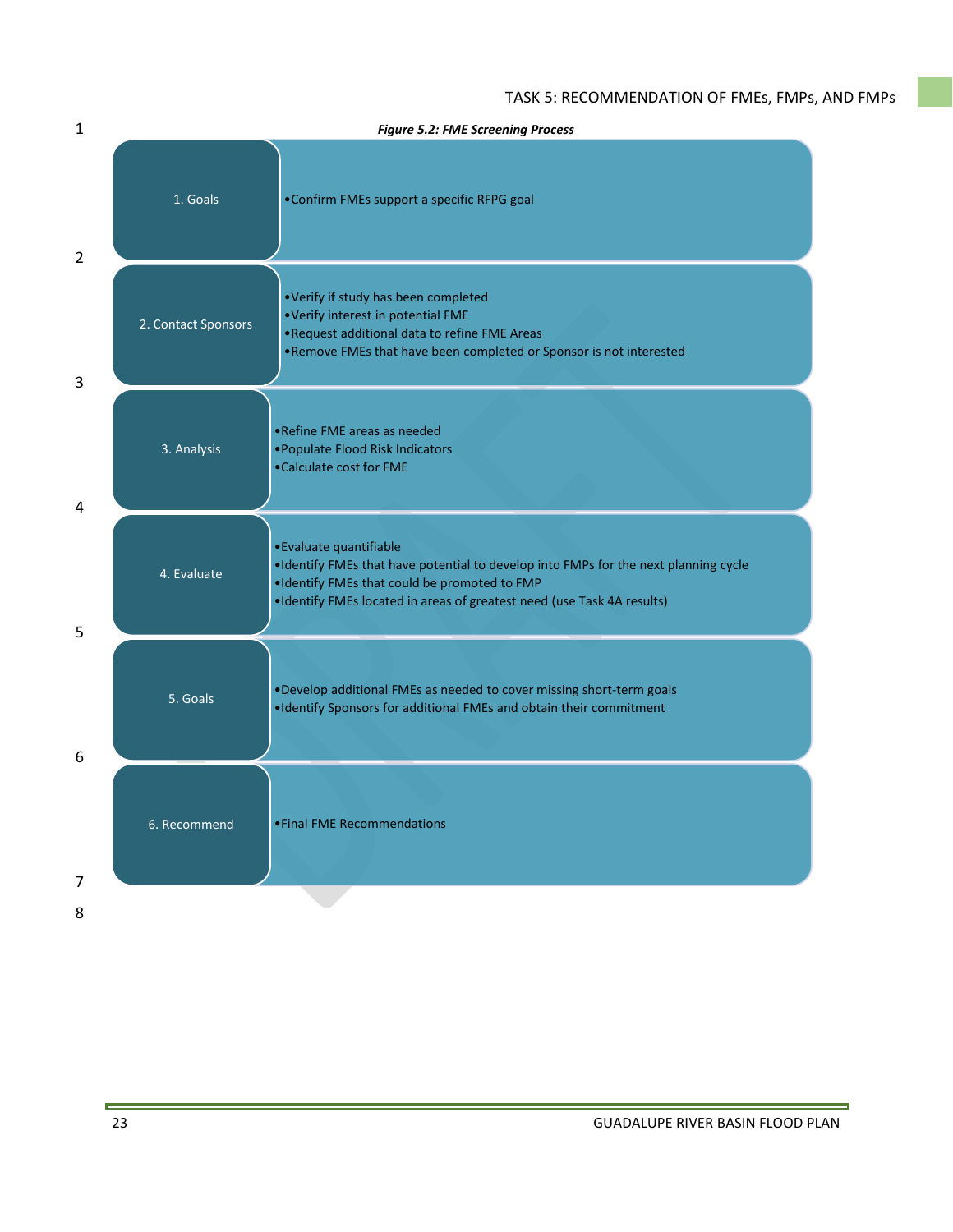*Figure 5.2: FME Screening Process*

**1. Goals**
- Confirm FMEs support a specific RFPG goal

**2. Contact Sponsors**
- Verify if study has been completed
- Verify interest in potential FME
- Request additional data to refine FME Areas
- Remove FMEs that have been completed or Sponsor is not interested

**3. Analysis**
- Refine FME areas as needed
- Populate Flood Risk Indicators
- Calculate cost for FME

**4. Evaluate**
- Evaluate quantifiable
- Identify FMEs that have potential to develop into FMPs for the next planning cycle
- Identify FMEs that could be promoted to FMP
- Identify FMEs located in areas of greatest need (use Task 4A results)

**5. Goals**
- Develop additional FMEs as needed to cover missing short-term goals
- Identify Sponsors for additional FMEs and obtain their commitment

**6. Recommend**
- Final FME Recommendations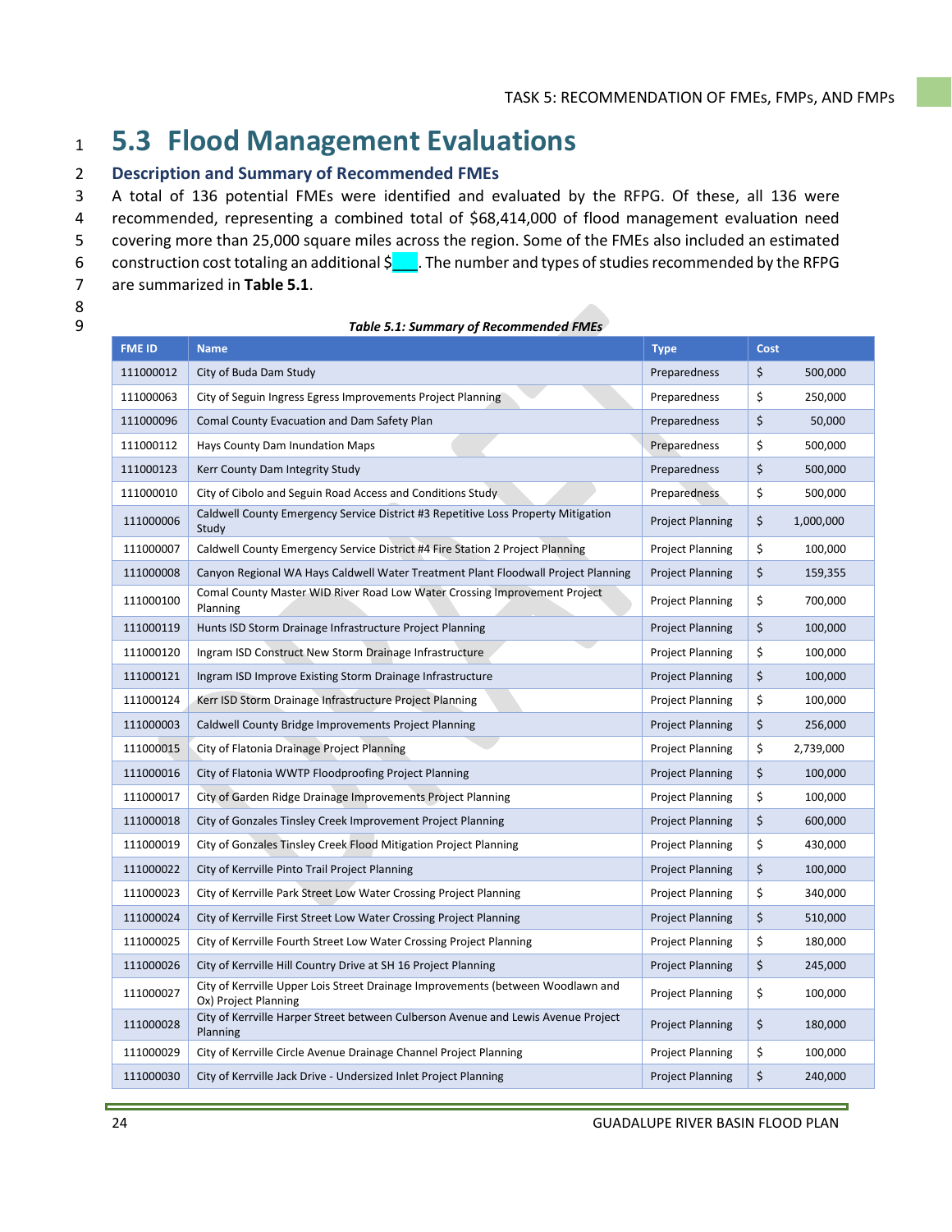## 5.3 Flood Management Evaluations

### Description and Summary of Recommended FMEs

A total of 136 potential FMEs were identified and evaluated by the RFPG. Of these, all 136 were recommended, representing a combined total of $68,414,000 of flood management evaluation need covering more than 25,000 square miles across the region. Some of the FMEs also included an estimated construction cost totaling an additional $___. The number and types of studies recommended by the RFPG are summarized in **Table 5.1**.

***Table 5.1: Summary of Recommended FMEs***

| FME ID | Name | Type | Cost |
|---|---|---|---|
| 111000012 | City of Buda Dam Study | Preparedness | $ 500,000 |
| 111000063 | City of Seguin Ingress Egress Improvements Project Planning | Preparedness | $ 250,000 |
| 111000096 | Comal County Evacuation and Dam Safety Plan | Preparedness | $ 50,000 |
| 111000112 | Hays County Dam Inundation Maps | Preparedness | $ 500,000 |
| 111000123 | Kerr County Dam Integrity Study | Preparedness | $ 500,000 |
| 111000010 | City of Cibolo and Seguin Road Access and Conditions Study | Preparedness | $ 500,000 |
| 111000006 | Caldwell County Emergency Service District #3 Repetitive Loss Property Mitigation Study | Project Planning | $ 1,000,000 |
| 111000007 | Caldwell County Emergency Service District #4 Fire Station 2 Project Planning | Project Planning | $ 100,000 |
| 111000008 | Canyon Regional WA Hays Caldwell Water Treatment Plant Floodwall Project Planning | Project Planning | $ 159,355 |
| 111000100 | Comal County Master WID River Road Low Water Crossing Improvement Project Planning | Project Planning | $ 700,000 |
| 111000119 | Hunts ISD Storm Drainage Infrastructure Project Planning | Project Planning | $ 100,000 |
| 111000120 | Ingram ISD Construct New Storm Drainage Infrastructure | Project Planning | $ 100,000 |
| 111000121 | Ingram ISD Improve Existing Storm Drainage Infrastructure | Project Planning | $ 100,000 |
| 111000124 | Kerr ISD Storm Drainage Infrastructure Project Planning | Project Planning | $ 100,000 |
| 111000003 | Caldwell County Bridge Improvements Project Planning | Project Planning | $ 256,000 |
| 111000015 | City of Flatonia Drainage Project Planning | Project Planning | $ 2,739,000 |
| 111000016 | City of Flatonia WWTP Floodproofing Project Planning | Project Planning | $ 100,000 |
| 111000017 | City of Garden Ridge Drainage Improvements Project Planning | Project Planning | $ 100,000 |
| 111000018 | City of Gonzales Tinsley Creek Improvement Project Planning | Project Planning | $ 600,000 |
| 111000019 | City of Gonzales Tinsley Creek Flood Mitigation Project Planning | Project Planning | $ 430,000 |
| 111000022 | City of Kerrville Pinto Trail Project Planning | Project Planning | $ 100,000 |
| 111000023 | City of Kerrville Park Street Low Water Crossing Project Planning | Project Planning | $ 340,000 |
| 111000024 | City of Kerrville First Street Low Water Crossing Project Planning | Project Planning | $ 510,000 |
| 111000025 | City of Kerrville Fourth Street Low Water Crossing Project Planning | Project Planning | $ 180,000 |
| 111000026 | City of Kerrville Hill Country Drive at SH 16 Project Planning | Project Planning | $ 245,000 |
| 111000027 | City of Kerrville Upper Lois Street Drainage Improvements (between Woodlawn and Ox) Project Planning | Project Planning | $ 100,000 |
| 111000028 | City of Kerrville Harper Street between Culberson Avenue and Lewis Avenue Project Planning | Project Planning | $ 180,000 |
| 111000029 | City of Kerrville Circle Avenue Drainage Channel Project Planning | Project Planning | $ 100,000 |
| 111000030 | City of Kerrville Jack Drive - Undersized Inlet Project Planning | Project Planning | $ 240,000 |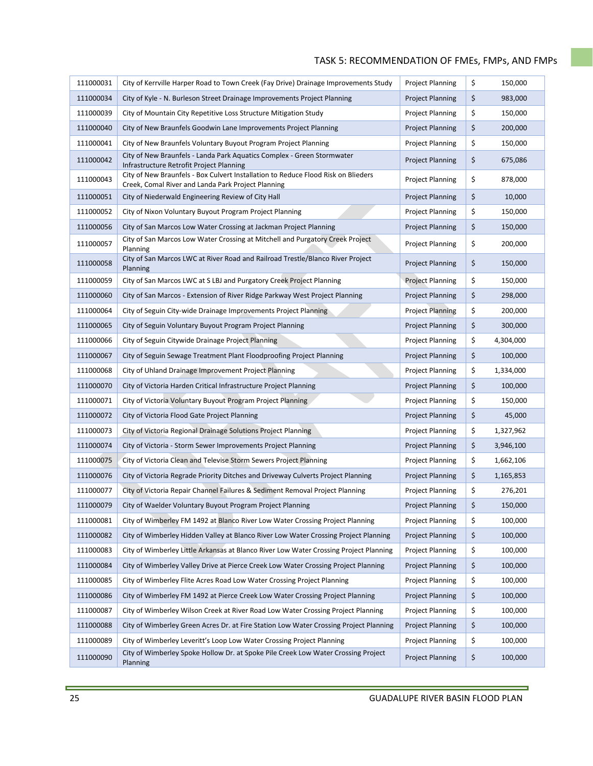| 111000031 | City of Kerrville Harper Road to Town Creek (Fay Drive) Drainage Improvements Study | Project Planning | $ | 150,000 |
|---|---|---|---|---|
| 111000034 | City of Kyle - N. Burleson Street Drainage Improvements Project Planning | Project Planning | $ | 983,000 |
| 111000039 | City of Mountain City Repetitive Loss Structure Mitigation Study | Project Planning | $ | 150,000 |
| 111000040 | City of New Braunfels Goodwin Lane Improvements Project Planning | Project Planning | $ | 200,000 |
| 111000041 | City of New Braunfels Voluntary Buyout Program Project Planning | Project Planning | $ | 150,000 |
| 111000042 | City of New Braunfels - Landa Park Aquatics Complex - Green Stormwater Infrastructure Retrofit Project Planning | Project Planning | $ | 675,086 |
| 111000043 | City of New Braunfels - Box Culvert Installation to Reduce Flood Risk on Blieders Creek, Comal River and Landa Park Project Planning | Project Planning | $ | 878,000 |
| 111000051 | City of Niederwald Engineering Review of City Hall | Project Planning | $ | 10,000 |
| 111000052 | City of Nixon Voluntary Buyout Program Project Planning | Project Planning | $ | 150,000 |
| 111000056 | City of San Marcos Low Water Crossing at Jackman Project Planning | Project Planning | $ | 150,000 |
| 111000057 | City of San Marcos Low Water Crossing at Mitchell and Purgatory Creek Project Planning | Project Planning | $ | 200,000 |
| 111000058 | City of San Marcos LWC at River Road and Railroad Trestle/Blanco River Project Planning | Project Planning | $ | 150,000 |
| 111000059 | City of San Marcos LWC at S LBJ and Purgatory Creek Project Planning | Project Planning | $ | 150,000 |
| 111000060 | City of San Marcos - Extension of River Ridge Parkway West Project Planning | Project Planning | $ | 298,000 |
| 111000064 | City of Seguin City-wide Drainage Improvements Project Planning | Project Planning | $ | 200,000 |
| 111000065 | City of Seguin Voluntary Buyout Program Project Planning | Project Planning | $ | 300,000 |
| 111000066 | City of Seguin Citywide Drainage Project Planning | Project Planning | $ | 4,304,000 |
| 111000067 | City of Seguin Sewage Treatment Plant Floodproofing Project Planning | Project Planning | $ | 100,000 |
| 111000068 | City of Uhland Drainage Improvement Project Planning | Project Planning | $ | 1,334,000 |
| 111000070 | City of Victoria Harden Critical Infrastructure Project Planning | Project Planning | $ | 100,000 |
| 111000071 | City of Victoria Voluntary Buyout Program Project Planning | Project Planning | $ | 150,000 |
| 111000072 | City of Victoria Flood Gate Project Planning | Project Planning | $ | 45,000 |
| 111000073 | City of Victoria Regional Drainage Solutions Project Planning | Project Planning | $ | 1,327,962 |
| 111000074 | City of Victoria - Storm Sewer Improvements Project Planning | Project Planning | $ | 3,946,100 |
| 111000075 | City of Victoria Clean and Televise Storm Sewers Project Planning | Project Planning | $ | 1,662,106 |
| 111000076 | City of Victoria Regrade Priority Ditches and Driveway Culverts Project Planning | Project Planning | $ | 1,165,853 |
| 111000077 | City of Victoria Repair Channel Failures & Sediment Removal Project Planning | Project Planning | $ | 276,201 |
| 111000079 | City of Waelder Voluntary Buyout Program Project Planning | Project Planning | $ | 150,000 |
| 111000081 | City of Wimberley FM 1492 at Blanco River Low Water Crossing Project Planning | Project Planning | $ | 100,000 |
| 111000082 | City of Wimberley Hidden Valley at Blanco River Low Water Crossing Project Planning | Project Planning | $ | 100,000 |
| 111000083 | City of Wimberley Little Arkansas at Blanco River Low Water Crossing Project Planning | Project Planning | $ | 100,000 |
| 111000084 | City of Wimberley Valley Drive at Pierce Creek Low Water Crossing Project Planning | Project Planning | $ | 100,000 |
| 111000085 | City of Wimberley Flite Acres Road Low Water Crossing Project Planning | Project Planning | $ | 100,000 |
| 111000086 | City of Wimberley FM 1492 at Pierce Creek Low Water Crossing Project Planning | Project Planning | $ | 100,000 |
| 111000087 | City of Wimberley Wilson Creek at River Road Low Water Crossing Project Planning | Project Planning | $ | 100,000 |
| 111000088 | City of Wimberley Green Acres Dr. at Fire Station Low Water Crossing Project Planning | Project Planning | $ | 100,000 |
| 111000089 | City of Wimberley Leveritt's Loop Low Water Crossing Project Planning | Project Planning | $ | 100,000 |
| 111000090 | City of Wimberley Spoke Hollow Dr. at Spoke Pile Creek Low Water Crossing Project Planning | Project Planning | $ | 100,000 |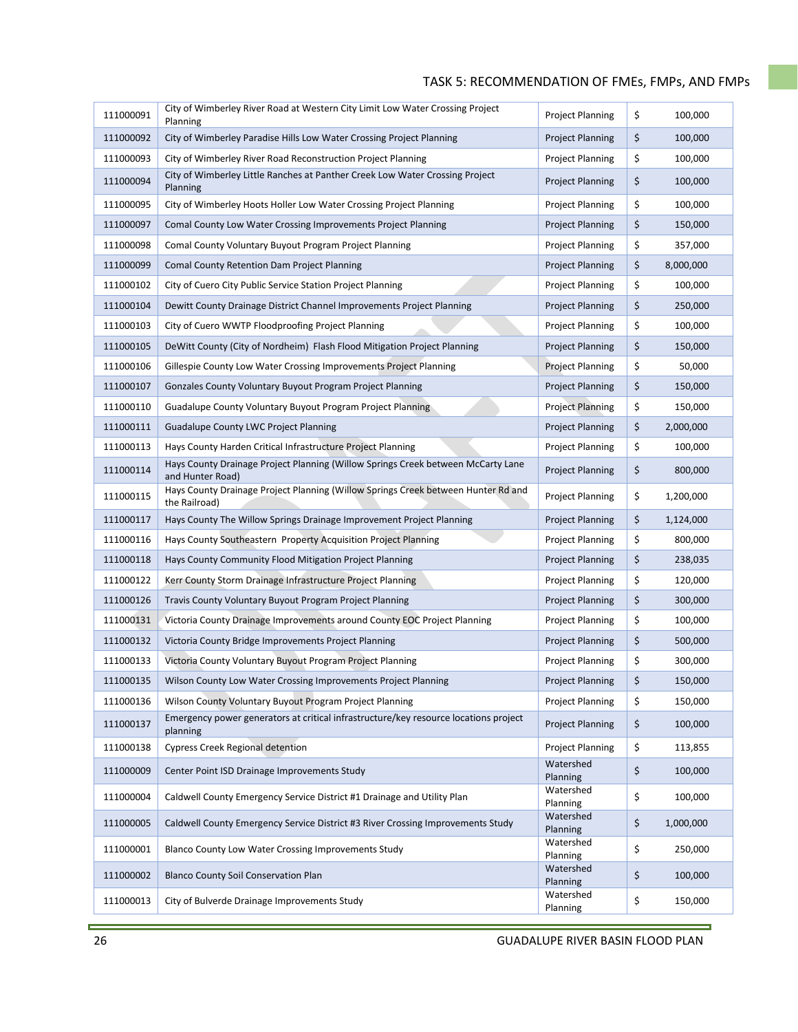| 111000091 | City of Wimberley River Road at Western City Limit Low Water Crossing Project Planning | Project Planning | $ | 100,000 |
|---|---|---|---|---|
| 111000092 | City of Wimberley Paradise Hills Low Water Crossing Project Planning | Project Planning | $ | 100,000 |
| 111000093 | City of Wimberley River Road Reconstruction Project Planning | Project Planning | $ | 100,000 |
| 111000094 | City of Wimberley Little Ranches at Panther Creek Low Water Crossing Project Planning | Project Planning | $ | 100,000 |
| 111000095 | City of Wimberley Hoots Holler Low Water Crossing Project Planning | Project Planning | $ | 100,000 |
| 111000097 | Comal County Low Water Crossing Improvements Project Planning | Project Planning | $ | 150,000 |
| 111000098 | Comal County Voluntary Buyout Program Project Planning | Project Planning | $ | 357,000 |
| 111000099 | Comal County Retention Dam Project Planning | Project Planning | $ | 8,000,000 |
| 111000102 | City of Cuero City Public Service Station Project Planning | Project Planning | $ | 100,000 |
| 111000104 | Dewitt County Drainage District Channel Improvements Project Planning | Project Planning | $ | 250,000 |
| 111000103 | City of Cuero WWTP Floodproofing Project Planning | Project Planning | $ | 100,000 |
| 111000105 | DeWitt County (City of Nordheim) Flash Flood Mitigation Project Planning | Project Planning | $ | 150,000 |
| 111000106 | Gillespie County Low Water Crossing Improvements Project Planning | Project Planning | $ | 50,000 |
| 111000107 | Gonzales County Voluntary Buyout Program Project Planning | Project Planning | $ | 150,000 |
| 111000110 | Guadalupe County Voluntary Buyout Program Project Planning | Project Planning | $ | 150,000 |
| 111000111 | Guadalupe County LWC Project Planning | Project Planning | $ | 2,000,000 |
| 111000113 | Hays County Harden Critical Infrastructure Project Planning | Project Planning | $ | 100,000 |
| 111000114 | Hays County Drainage Project Planning (Willow Springs Creek between McCarty Lane and Hunter Road) | Project Planning | $ | 800,000 |
| 111000115 | Hays County Drainage Project Planning (Willow Springs Creek between Hunter Rd and the Railroad) | Project Planning | $ | 1,200,000 |
| 111000117 | Hays County The Willow Springs Drainage Improvement Project Planning | Project Planning | $ | 1,124,000 |
| 111000116 | Hays County Southeastern Property Acquisition Project Planning | Project Planning | $ | 800,000 |
| 111000118 | Hays County Community Flood Mitigation Project Planning | Project Planning | $ | 238,035 |
| 111000122 | Kerr County Storm Drainage Infrastructure Project Planning | Project Planning | $ | 120,000 |
| 111000126 | Travis County Voluntary Buyout Program Project Planning | Project Planning | $ | 300,000 |
| 111000131 | Victoria County Drainage Improvements around County EOC Project Planning | Project Planning | $ | 100,000 |
| 111000132 | Victoria County Bridge Improvements Project Planning | Project Planning | $ | 500,000 |
| 111000133 | Victoria County Voluntary Buyout Program Project Planning | Project Planning | $ | 300,000 |
| 111000135 | Wilson County Low Water Crossing Improvements Project Planning | Project Planning | $ | 150,000 |
| 111000136 | Wilson County Voluntary Buyout Program Project Planning | Project Planning | $ | 150,000 |
| 111000137 | Emergency power generators at critical infrastructure/key resource locations project planning | Project Planning | $ | 100,000 |
| 111000138 | Cypress Creek Regional detention | Project Planning | $ | 113,855 |
| 111000009 | Center Point ISD Drainage Improvements Study | Watershed Planning | $ | 100,000 |
| 111000004 | Caldwell County Emergency Service District #1 Drainage and Utility Plan | Watershed Planning | $ | 100,000 |
| 111000005 | Caldwell County Emergency Service District #3 River Crossing Improvements Study | Watershed Planning | $ | 1,000,000 |
| 111000001 | Blanco County Low Water Crossing Improvements Study | Watershed Planning | $ | 250,000 |
| 111000002 | Blanco County Soil Conservation Plan | Watershed Planning | $ | 100,000 |
| 111000013 | City of Bulverde Drainage Improvements Study | Watershed Planning | $ | 150,000 |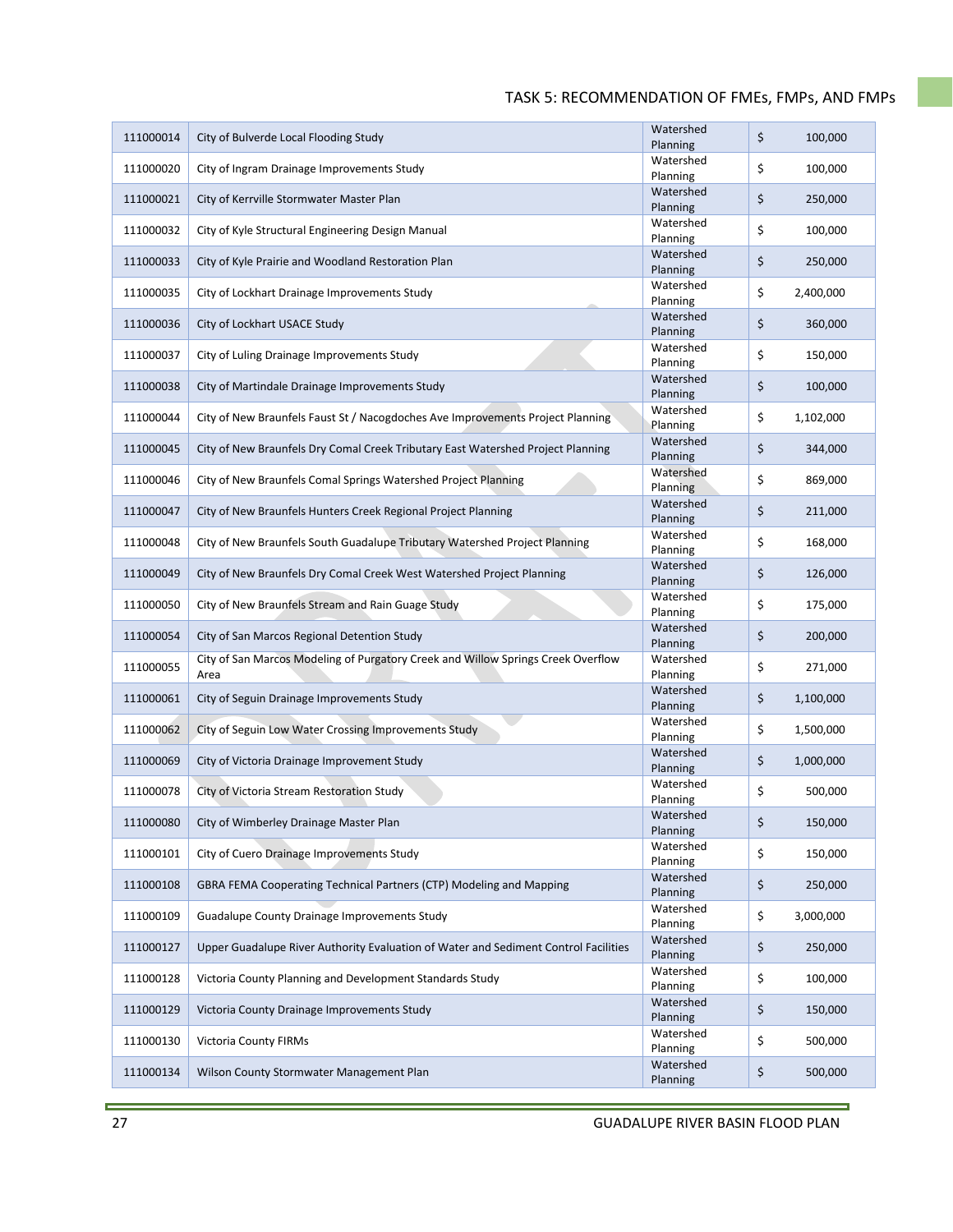| 111000014 | City of Bulverde Local Flooding Study | Watershed Planning | $ 100,000 |
|---|---|---|---|
| 111000020 | City of Ingram Drainage Improvements Study | Watershed Planning | $ 100,000 |
| 111000021 | City of Kerrville Stormwater Master Plan | Watershed Planning | $ 250,000 |
| 111000032 | City of Kyle Structural Engineering Design Manual | Watershed Planning | $ 100,000 |
| 111000033 | City of Kyle Prairie and Woodland Restoration Plan | Watershed Planning | $ 250,000 |
| 111000035 | City of Lockhart Drainage Improvements Study | Watershed Planning | $ 2,400,000 |
| 111000036 | City of Lockhart USACE Study | Watershed Planning | $ 360,000 |
| 111000037 | City of Luling Drainage Improvements Study | Watershed Planning | $ 150,000 |
| 111000038 | City of Martindale Drainage Improvements Study | Watershed Planning | $ 100,000 |
| 111000044 | City of New Braunfels Faust St / Nacogdoches Ave Improvements Project Planning | Watershed Planning | $ 1,102,000 |
| 111000045 | City of New Braunfels Dry Comal Creek Tributary East Watershed Project Planning | Watershed Planning | $ 344,000 |
| 111000046 | City of New Braunfels Comal Springs Watershed Project Planning | Watershed Planning | $ 869,000 |
| 111000047 | City of New Braunfels Hunters Creek Regional Project Planning | Watershed Planning | $ 211,000 |
| 111000048 | City of New Braunfels South Guadalupe Tributary Watershed Project Planning | Watershed Planning | $ 168,000 |
| 111000049 | City of New Braunfels Dry Comal Creek West Watershed Project Planning | Watershed Planning | $ 126,000 |
| 111000050 | City of New Braunfels Stream and Rain Guage Study | Watershed Planning | $ 175,000 |
| 111000054 | City of San Marcos Regional Detention Study | Watershed Planning | $ 200,000 |
| 111000055 | City of San Marcos Modeling of Purgatory Creek and Willow Springs Creek Overflow Area | Watershed Planning | $ 271,000 |
| 111000061 | City of Seguin Drainage Improvements Study | Watershed Planning | $ 1,100,000 |
| 111000062 | City of Seguin Low Water Crossing Improvements Study | Watershed Planning | $ 1,500,000 |
| 111000069 | City of Victoria Drainage Improvement Study | Watershed Planning | $ 1,000,000 |
| 111000078 | City of Victoria Stream Restoration Study | Watershed Planning | $ 500,000 |
| 111000080 | City of Wimberley Drainage Master Plan | Watershed Planning | $ 150,000 |
| 111000101 | City of Cuero Drainage Improvements Study | Watershed Planning | $ 150,000 |
| 111000108 | GBRA FEMA Cooperating Technical Partners (CTP) Modeling and Mapping | Watershed Planning | $ 250,000 |
| 111000109 | Guadalupe County Drainage Improvements Study | Watershed Planning | $ 3,000,000 |
| 111000127 | Upper Guadalupe River Authority Evaluation of Water and Sediment Control Facilities | Watershed Planning | $ 250,000 |
| 111000128 | Victoria County Planning and Development Standards Study | Watershed Planning | $ 100,000 |
| 111000129 | Victoria County Drainage Improvements Study | Watershed Planning | $ 150,000 |
| 111000130 | Victoria County FIRMs | Watershed Planning | $ 500,000 |
| 111000134 | Wilson County Stormwater Management Plan | Watershed Planning | $ 500,000 |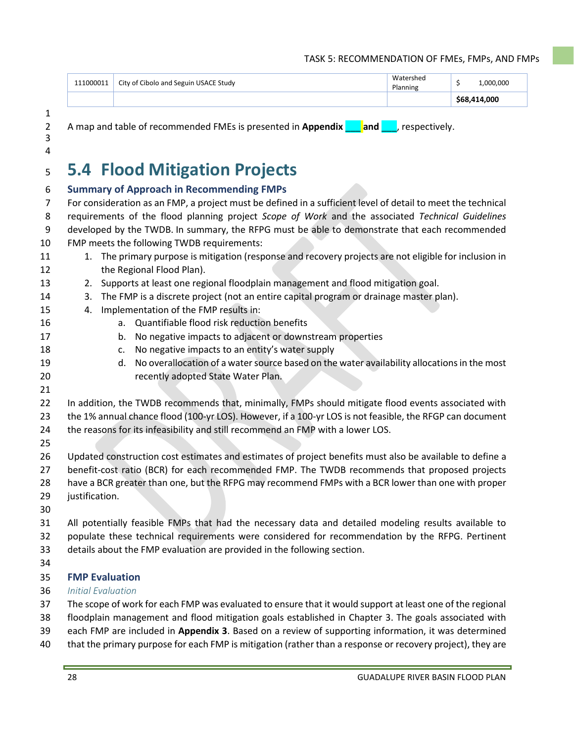| | | | |
|---|---|---|---|
| 111000011 | City of Cibolo and Seguin USACE Study | Watershed Planning | $ 1,000,000 |
| | | | **$68,414,000** |

A map and table of recommended FMEs is presented in **Appendix ___ and ___**, respectively.

# 5.4 Flood Mitigation Projects

## Summary of Approach in Recommending FMPs

For consideration as an FMP, a project must be defined in a sufficient level of detail to meet the technical requirements of the flood planning project *Scope of Work* and the associated *Technical Guidelines* developed by the TWDB. In summary, the RFPG must be able to demonstrate that each recommended FMP meets the following TWDB requirements:

1. The primary purpose is mitigation (response and recovery projects are not eligible for inclusion in the Regional Flood Plan).
2. Supports at least one regional floodplain management and flood mitigation goal.
3. The FMP is a discrete project (not an entire capital program or drainage master plan).
4. Implementation of the FMP results in:
   a. Quantifiable flood risk reduction benefits
   b. No negative impacts to adjacent or downstream properties
   c. No negative impacts to an entity's water supply
   d. No overallocation of a water source based on the water availability allocations in the most recently adopted State Water Plan.

In addition, the TWDB recommends that, minimally, FMPs should mitigate flood events associated with the 1% annual chance flood (100-yr LOS). However, if a 100-yr LOS is not feasible, the RFGP can document the reasons for its infeasibility and still recommend an FMP with a lower LOS.

Updated construction cost estimates and estimates of project benefits must also be available to define a benefit-cost ratio (BCR) for each recommended FMP. The TWDB recommends that proposed projects have a BCR greater than one, but the RFPG may recommend FMPs with a BCR lower than one with proper justification.

All potentially feasible FMPs that had the necessary data and detailed modeling results available to populate these technical requirements were considered for recommendation by the RFPG. Pertinent details about the FMP evaluation are provided in the following section.

## FMP Evaluation

### *Initial Evaluation*

The scope of work for each FMP was evaluated to ensure that it would support at least one of the regional floodplain management and flood mitigation goals established in Chapter 3. The goals associated with each FMP are included in **Appendix 3**. Based on a review of supporting information, it was determined that the primary purpose for each FMP is mitigation (rather than a response or recovery project), they are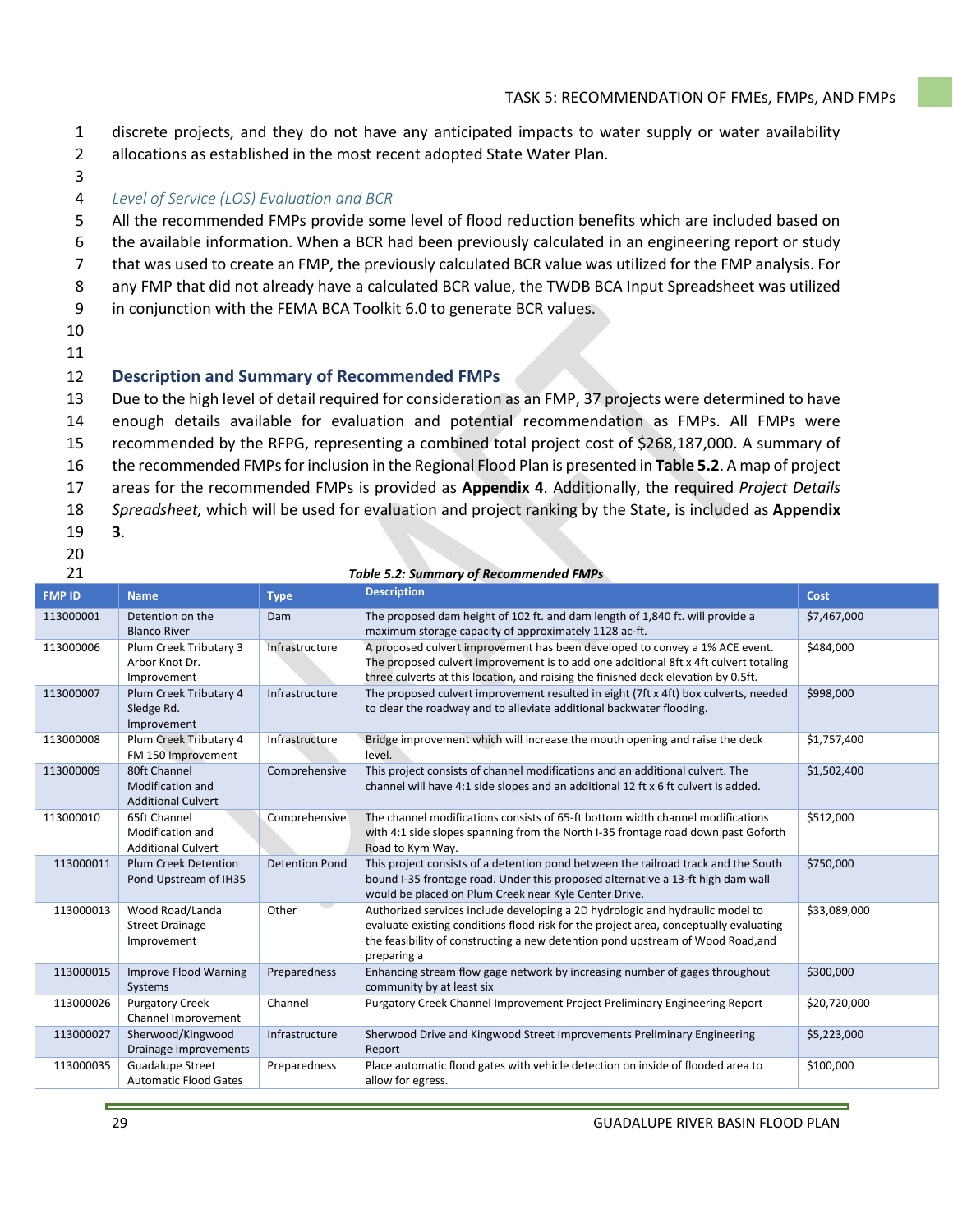discrete projects, and they do not have any anticipated impacts to water supply or water availability allocations as established in the most recent adopted State Water Plan.

*Level of Service (LOS) Evaluation and BCR*

All the recommended FMPs provide some level of flood reduction benefits which are included based on the available information. When a BCR had been previously calculated in an engineering report or study that was used to create an FMP, the previously calculated BCR value was utilized for the FMP analysis. For any FMP that did not already have a calculated BCR value, the TWDB BCA Input Spreadsheet was utilized in conjunction with the FEMA BCA Toolkit 6.0 to generate BCR values.

## Description and Summary of Recommended FMPs

Due to the high level of detail required for consideration as an FMP, 37 projects were determined to have enough details available for evaluation and potential recommendation as FMPs. All FMPs were recommended by the RFPG, representing a combined total project cost of $268,187,000. A summary of the recommended FMPs for inclusion in the Regional Flood Plan is presented in **Table 5.2**. A map of project areas for the recommended FMPs is provided as **Appendix 4**. Additionally, the required *Project Details Spreadsheet,* which will be used for evaluation and project ranking by the State, is included as **Appendix 3**.

***Table 5.2: Summary of Recommended FMPs***

| FMP ID | Name | Type | Description | Cost |
|---|---|---|---|---|
| 113000001 | Detention on the Blanco River | Dam | The proposed dam height of 102 ft. and dam length of 1,840 ft. will provide a maximum storage capacity of approximately 1128 ac-ft. | $7,467,000 |
| 113000006 | Plum Creek Tributary 3 Arbor Knot Dr. Improvement | Infrastructure | A proposed culvert improvement has been developed to convey a 1% ACE event. The proposed culvert improvement is to add one additional 8ft x 4ft culvert totaling three culverts at this location, and raising the finished deck elevation by 0.5ft. | $484,000 |
| 113000007 | Plum Creek Tributary 4 Sledge Rd. Improvement | Infrastructure | The proposed culvert improvement resulted in eight (7ft x 4ft) box culverts, needed to clear the roadway and to alleviate additional backwater flooding. | $998,000 |
| 113000008 | Plum Creek Tributary 4 FM 150 Improvement | Infrastructure | Bridge improvement which will increase the mouth opening and raise the deck level. | $1,757,400 |
| 113000009 | 80ft Channel Modification and Additional Culvert | Comprehensive | This project consists of channel modifications and an additional culvert. The channel will have 4:1 side slopes and an additional 12 ft x 6 ft culvert is added. | $1,502,400 |
| 113000010 | 65ft Channel Modification and Additional Culvert | Comprehensive | The channel modifications consists of 65-ft bottom width channel modifications with 4:1 side slopes spanning from the North I-35 frontage road down past Goforth Road to Kym Way. | $512,000 |
| 113000011 | Plum Creek Detention Pond Upstream of IH35 | Detention Pond | This project consists of a detention pond between the railroad track and the South bound I-35 frontage road. Under this proposed alternative a 13-ft high dam wall would be placed on Plum Creek near Kyle Center Drive. | $750,000 |
| 113000013 | Wood Road/Landa Street Drainage Improvement | Other | Authorized services include developing a 2D hydrologic and hydraulic model to evaluate existing conditions flood risk for the project area, conceptually evaluating the feasibility of constructing a new detention pond upstream of Wood Road,and preparing a | $33,089,000 |
| 113000015 | Improve Flood Warning Systems | Preparedness | Enhancing stream flow gage network by increasing number of gages throughout community by at least six | $300,000 |
| 113000026 | Purgatory Creek Channel Improvement | Channel | Purgatory Creek Channel Improvement Project Preliminary Engineering Report | $20,720,000 |
| 113000027 | Sherwood/Kingwood Drainage Improvements | Infrastructure | Sherwood Drive and Kingwood Street Improvements Preliminary Engineering Report | $5,223,000 |
| 113000035 | Guadalupe Street Automatic Flood Gates | Preparedness | Place automatic flood gates with vehicle detection on inside of flooded area to allow for egress. | $100,000 |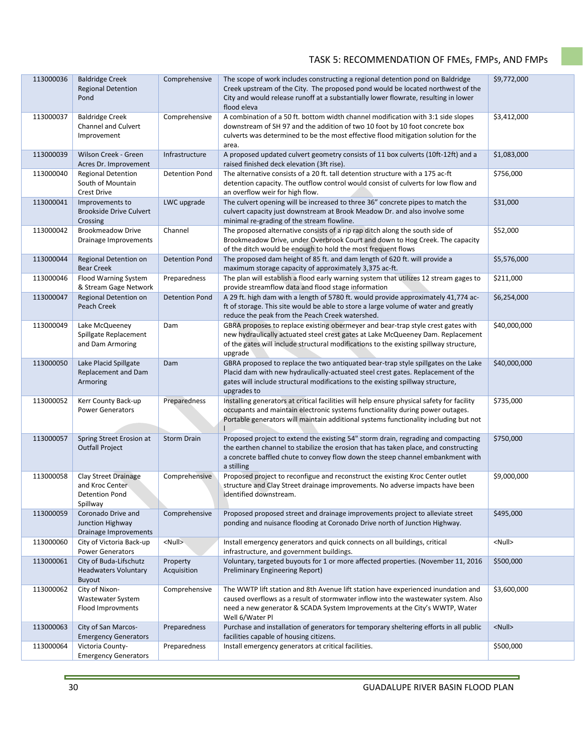| 113000036 | Baldridge Creek Regional Detention Pond | Comprehensive | The scope of work includes constructing a regional detention pond on Baldridge Creek upstream of the City. The proposed pond would be located northwest of the City and would release runoff at a substantially lower flowrate, resulting in lower flood eleva | $9,772,000 |
|---|---|---|---|---|
| 113000037 | Baldridge Creek Channel and Culvert Improvement | Comprehensive | A combination of a 50 ft. bottom width channel modification with 3:1 side slopes downstream of SH 97 and the addition of two 10 foot by 10 foot concrete box culverts was determined to be the most effective flood mitigation solution for the area. | $3,412,000 |
| 113000039 | Wilson Creek - Green Acres Dr. Improvement | Infrastructure | A proposed updated culvert geometry consists of 11 box culverts (10ft-12ft) and a raised finished deck elevation (3ft rise). | $1,083,000 |
| 113000040 | Regional Detention South of Mountain Crest Drive | Detention Pond | The alternative consists of a 20 ft. tall detention structure with a 175 ac-ft detention capacity. The outflow control would consist of culverts for low flow and an overflow weir for high flow. | $756,000 |
| 113000041 | Improvements to Brookside Drive Culvert Crossing | LWC upgrade | The culvert opening will be increased to three 36" concrete pipes to match the culvert capacity just downstream at Brook Meadow Dr. and also involve some minimal re-grading of the stream flowline. | $31,000 |
| 113000042 | Brookmeadow Drive Drainage Improvements | Channel | The proposed alternative consists of a rip rap ditch along the south side of Brookmeadow Drive, under Overbrook Court and down to Hog Creek. The capacity of the ditch would be enough to hold the most frequent flows | $52,000 |
| 113000044 | Regional Detention on Bear Creek | Detention Pond | The proposed dam height of 85 ft. and dam length of 620 ft. will provide a maximum storage capacity of approximately 3,375 ac-ft. | $5,576,000 |
| 113000046 | Flood Warning System & Stream Gage Network | Preparedness | The plan will establish a flood early warning system that utilizes 12 stream gages to provide streamflow data and flood stage information | $211,000 |
| 113000047 | Regional Detention on Peach Creek | Detention Pond | A 29 ft. high dam with a length of 5780 ft. would provide approximately 41,774 ac-ft of storage. This site would be able to store a large volume of water and greatly reduce the peak from the Peach Creek watershed. | $6,254,000 |
| 113000049 | Lake McQueeney Spillgate Replacement and Dam Armoring | Dam | GBRA proposes to replace existing obermeyer and bear-trap style crest gates with new hydraulically actuated steel crest gates at Lake McQueeney Dam. Replacement of the gates will include structural modifications to the existing spillway structure, upgrade | $40,000,000 |
| 113000050 | Lake Placid Spillgate Replacement and Dam Armoring | Dam | GBRA proposed to replace the two antiquated bear-trap style spillgates on the Lake Placid dam with new hydraulically-actuated steel crest gates. Replacement of the gates will include structural modifications to the existing spillway structure, upgrades to | $40,000,000 |
| 113000052 | Kerr County Back-up Power Generators | Preparedness | Installing generators at critical facilities will help ensure physical safety for facility occupants and maintain electronic systems functionality during power outages. Portable generators will maintain additional systems functionality including but not l | $735,000 |
| 113000057 | Spring Street Erosion at Outfall Project | Storm Drain | Proposed project to extend the existing 54" storm drain, regrading and compacting the earthen channel to stabilize the erosion that has taken place, and constructing a concrete baffled chute to convey flow down the steep channel embankment with a stilling | $750,000 |
| 113000058 | Clay Street Drainage and Kroc Center Detention Pond Spillway | Comprehensive | Proposed project to reconfigue and reconstruct the existing Kroc Center outlet structure and Clay Street drainage improvements. No adverse impacts have been identified downstream. | $9,000,000 |
| 113000059 | Coronado Drive and Junction Highway Drainage Improvements | Comprehensive | Proposed proposed street and drainage improvements project to alleviate street ponding and nuisance flooding at Coronado Drive north of Junction Highway. | $495,000 |
| 113000060 | City of Victoria Back-up Power Generators | <Null> | Install emergency generators and quick connects on all buildings, critical infrastructure, and government buildings. | <Null> |
| 113000061 | City of Buda-Lifschutz Headwaters Voluntary Buyout | Property Acquisition | Voluntary, targeted buyouts for 1 or more affected properties. (November 11, 2016 Preliminary Engineering Report) | $500,000 |
| 113000062 | City of Nixon-Wastewater System Flood Improvments | Comprehensive | The WWTP lift station and 8th Avenue lift station have experienced inundation and caused overflows as a result of stormwater inflow into the wastewater system. Also need a new generator & SCADA System Improvements at the City's WWTP, Water Well 6/Water Pl | $3,600,000 |
| 113000063 | City of San Marcos-Emergency Generators | Preparedness | Purchase and installation of generators for temporary sheltering efforts in all public facilities capable of housing citizens. | <Null> |
| 113000064 | Victoria County-Emergency Generators | Preparedness | Install emergency generators at critical facilities. | $500,000 |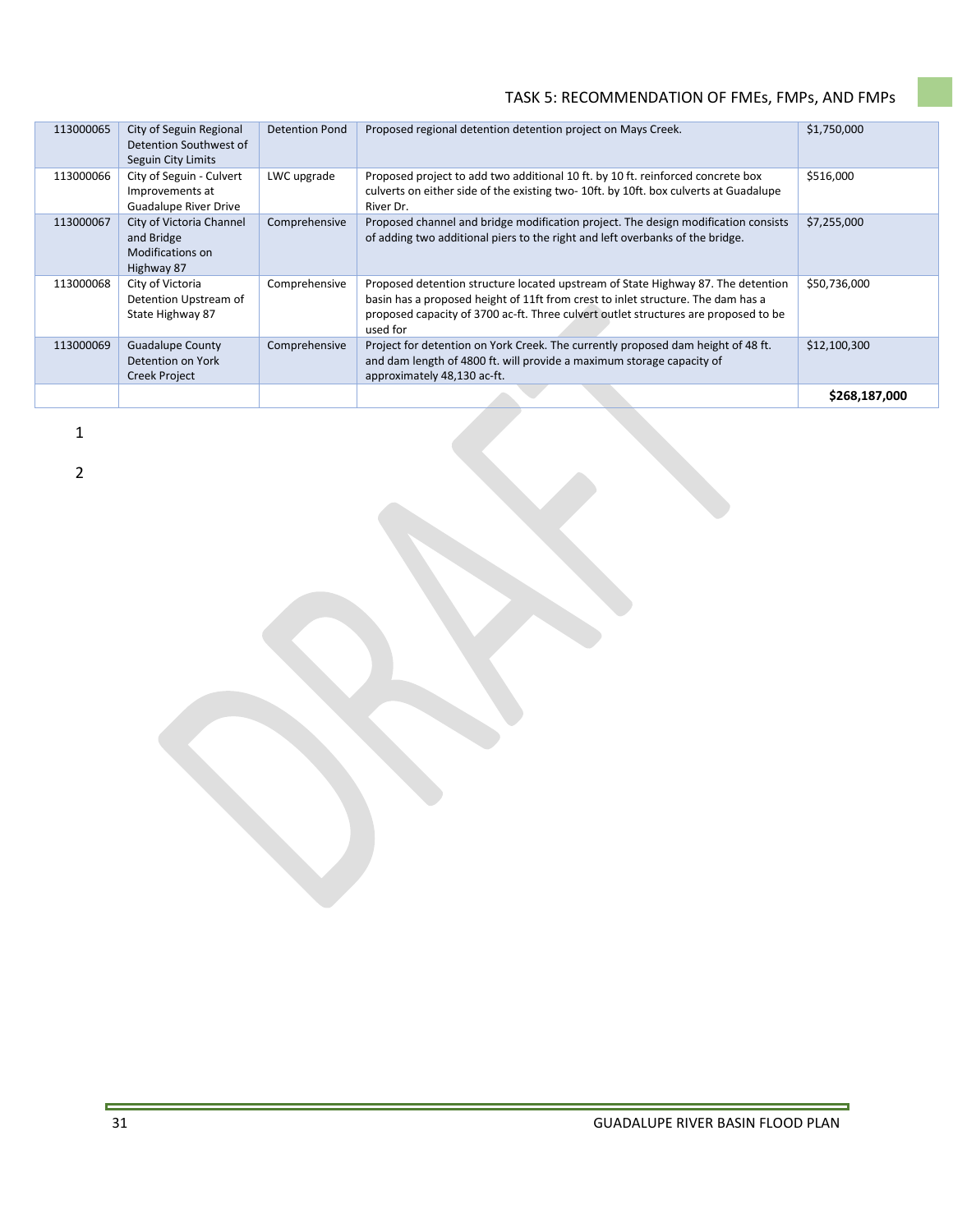| | | | | |
|---|---|---|---|---|
| 113000065 | City of Seguin Regional Detention Southwest of Seguin City Limits | Detention Pond | Proposed regional detention detention project on Mays Creek. | $1,750,000 |
| 113000066 | City of Seguin - Culvert Improvements at Guadalupe River Drive | LWC upgrade | Proposed project to add two additional 10 ft. by 10 ft. reinforced concrete box culverts on either side of the existing two- 10ft. by 10ft. box culverts at Guadalupe River Dr. | $516,000 |
| 113000067 | City of Victoria Channel and Bridge Modifications on Highway 87 | Comprehensive | Proposed channel and bridge modification project. The design modification consists of adding two additional piers to the right and left overbanks of the bridge. | $7,255,000 |
| 113000068 | City of Victoria Detention Upstream of State Highway 87 | Comprehensive | Proposed detention structure located upstream of State Highway 87. The detention basin has a proposed height of 11ft from crest to inlet structure. The dam has a proposed capacity of 3700 ac-ft. Three culvert outlet structures are proposed to be used for | $50,736,000 |
| 113000069 | Guadalupe County Detention on York Creek Project | Comprehensive | Project for detention on York Creek. The currently proposed dam height of 48 ft. and dam length of 4800 ft. will provide a maximum storage capacity of approximately 48,130 ac-ft. | $12,100,300 |
| | | | | **$268,187,000** |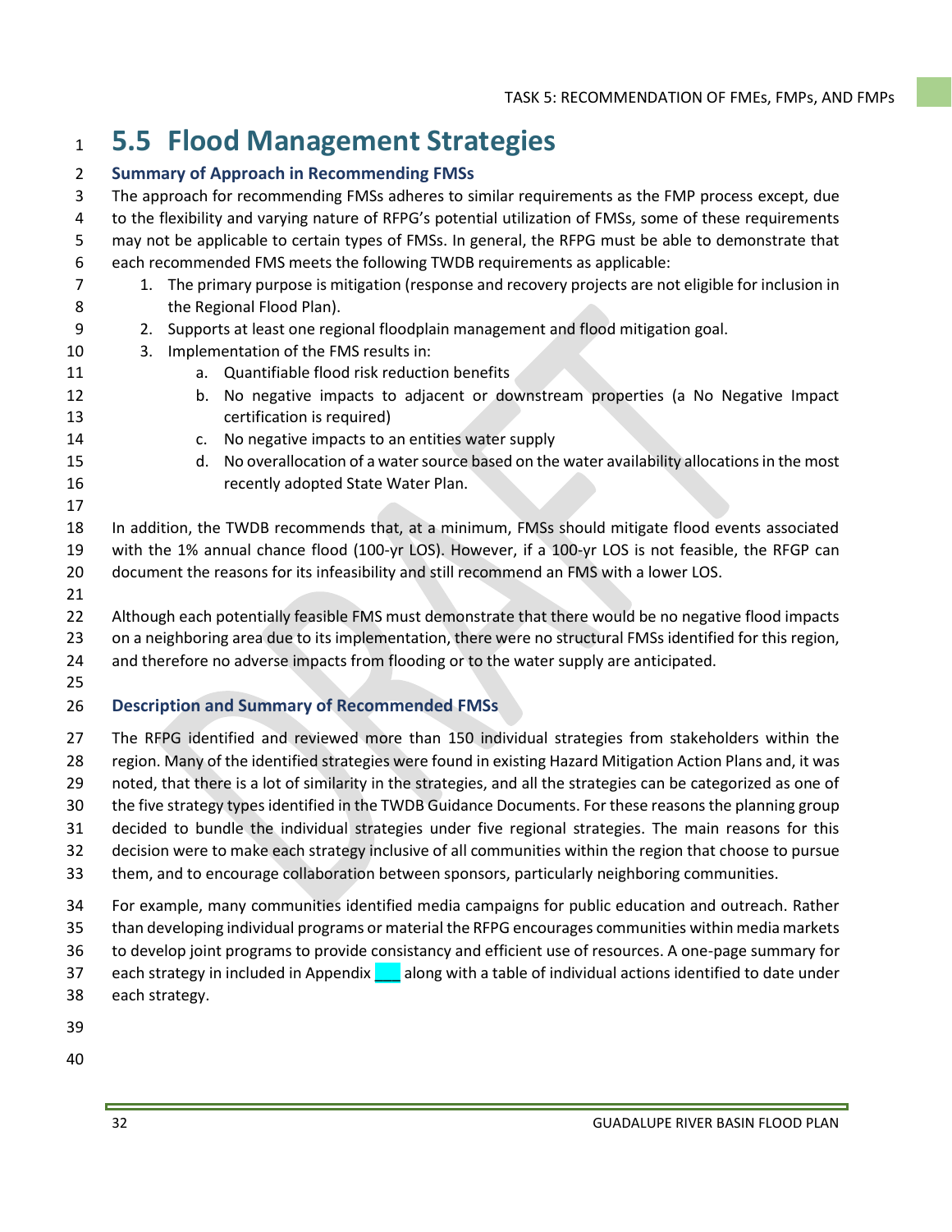## 5.5 Flood Management Strategies

### Summary of Approach in Recommending FMSs

The approach for recommending FMSs adheres to similar requirements as the FMP process except, due to the flexibility and varying nature of RFPG's potential utilization of FMSs, some of these requirements may not be applicable to certain types of FMSs. In general, the RFPG must be able to demonstrate that each recommended FMS meets the following TWDB requirements as applicable:

1. The primary purpose is mitigation (response and recovery projects are not eligible for inclusion in the Regional Flood Plan).
2. Supports at least one regional floodplain management and flood mitigation goal.
3. Implementation of the FMS results in:
   a. Quantifiable flood risk reduction benefits
   b. No negative impacts to adjacent or downstream properties (a No Negative Impact certification is required)
   c. No negative impacts to an entities water supply
   d. No overallocation of a water source based on the water availability allocations in the most recently adopted State Water Plan.

In addition, the TWDB recommends that, at a minimum, FMSs should mitigate flood events associated with the 1% annual chance flood (100-yr LOS). However, if a 100-yr LOS is not feasible, the RFGP can document the reasons for its infeasibility and still recommend an FMS with a lower LOS.

Although each potentially feasible FMS must demonstrate that there would be no negative flood impacts on a neighboring area due to its implementation, there were no structural FMSs identified for this region, and therefore no adverse impacts from flooding or to the water supply are anticipated.

### Description and Summary of Recommended FMSs

The RFPG identified and reviewed more than 150 individual strategies from stakeholders within the region. Many of the identified strategies were found in existing Hazard Mitigation Action Plans and, it was noted, that there is a lot of similarity in the strategies, and all the strategies can be categorized as one of the five strategy types identified in the TWDB Guidance Documents. For these reasons the planning group decided to bundle the individual strategies under five regional strategies. The main reasons for this decision were to make each strategy inclusive of all communities within the region that choose to pursue them, and to encourage collaboration between sponsors, particularly neighboring communities.

For example, many communities identified media campaigns for public education and outreach. Rather than developing individual programs or material the RFPG encourages communities within media markets to develop joint programs to provide consistancy and efficient use of resources. A one-page summary for each strategy in included in Appendix ___ along with a table of individual actions identified to date under each strategy.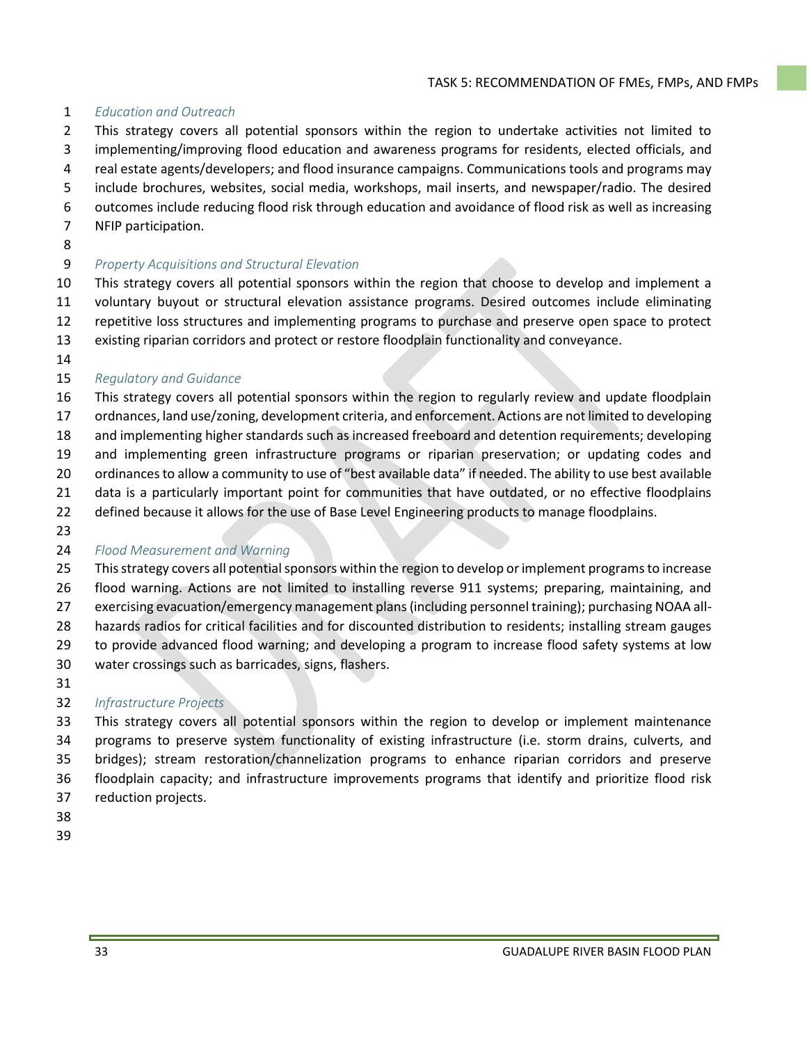*Education and Outreach*

This strategy covers all potential sponsors within the region to undertake activities not limited to implementing/improving flood education and awareness programs for residents, elected officials, and real estate agents/developers; and flood insurance campaigns. Communications tools and programs may include brochures, websites, social media, workshops, mail inserts, and newspaper/radio. The desired outcomes include reducing flood risk through education and avoidance of flood risk as well as increasing NFIP participation.

*Property Acquisitions and Structural Elevation*

This strategy covers all potential sponsors within the region that choose to develop and implement a voluntary buyout or structural elevation assistance programs. Desired outcomes include eliminating repetitive loss structures and implementing programs to purchase and preserve open space to protect existing riparian corridors and protect or restore floodplain functionality and conveyance.

*Regulatory and Guidance*

This strategy covers all potential sponsors within the region to regularly review and update floodplain ordnances, land use/zoning, development criteria, and enforcement. Actions are not limited to developing and implementing higher standards such as increased freeboard and detention requirements; developing and implementing green infrastructure programs or riparian preservation; or updating codes and ordinances to allow a community to use of "best available data" if needed. The ability to use best available data is a particularly important point for communities that have outdated, or no effective floodplains defined because it allows for the use of Base Level Engineering products to manage floodplains.

*Flood Measurement and Warning*

This strategy covers all potential sponsors within the region to develop or implement programs to increase flood warning. Actions are not limited to installing reverse 911 systems; preparing, maintaining, and exercising evacuation/emergency management plans (including personnel training); purchasing NOAA all-hazards radios for critical facilities and for discounted distribution to residents; installing stream gauges to provide advanced flood warning; and developing a program to increase flood safety systems at low water crossings such as barricades, signs, flashers.

*Infrastructure Projects*

This strategy covers all potential sponsors within the region to develop or implement maintenance programs to preserve system functionality of existing infrastructure (i.e. storm drains, culverts, and bridges); stream restoration/channelization programs to enhance riparian corridors and preserve floodplain capacity; and infrastructure improvements programs that identify and prioritize flood risk reduction projects.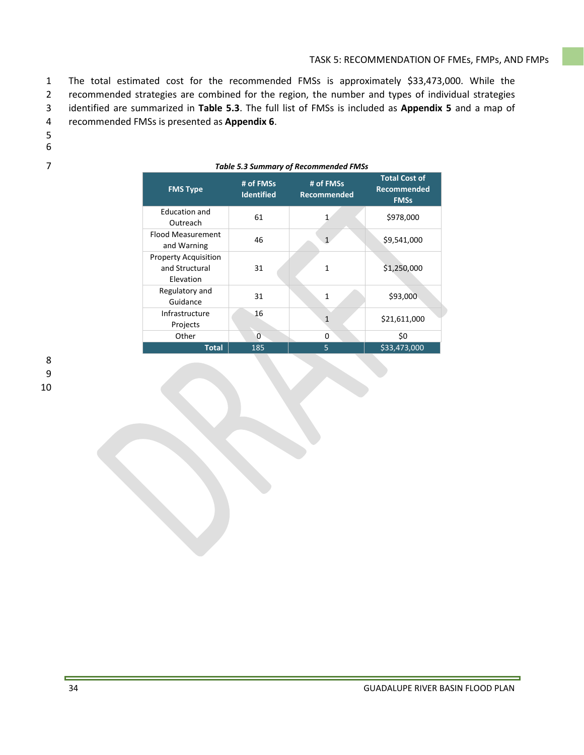The total estimated cost for the recommended FMSs is approximately $33,473,000. While the recommended strategies are combined for the region, the number and types of individual strategies identified are summarized in **Table 5.3**. The full list of FMSs is included as **Appendix 5** and a map of recommended FMSs is presented as **Appendix 6**.

***Table 5.3 Summary of Recommended FMSs***

| FMS Type | # of FMSs Identified | # of FMSs Recommended | Total Cost of Recommended FMSs |
|---|---|---|---|
| Education and Outreach | 61 | 1 | $978,000 |
| Flood Measurement and Warning | 46 | 1 | $9,541,000 |
| Property Acquisition and Structural Elevation | 31 | 1 | $1,250,000 |
| Regulatory and Guidance | 31 | 1 | $93,000 |
| Infrastructure Projects | 16 | 1 | $21,611,000 |
| Other | 0 | 0 | $0 |
| **Total** | 185 | 5 | $33,473,000 |